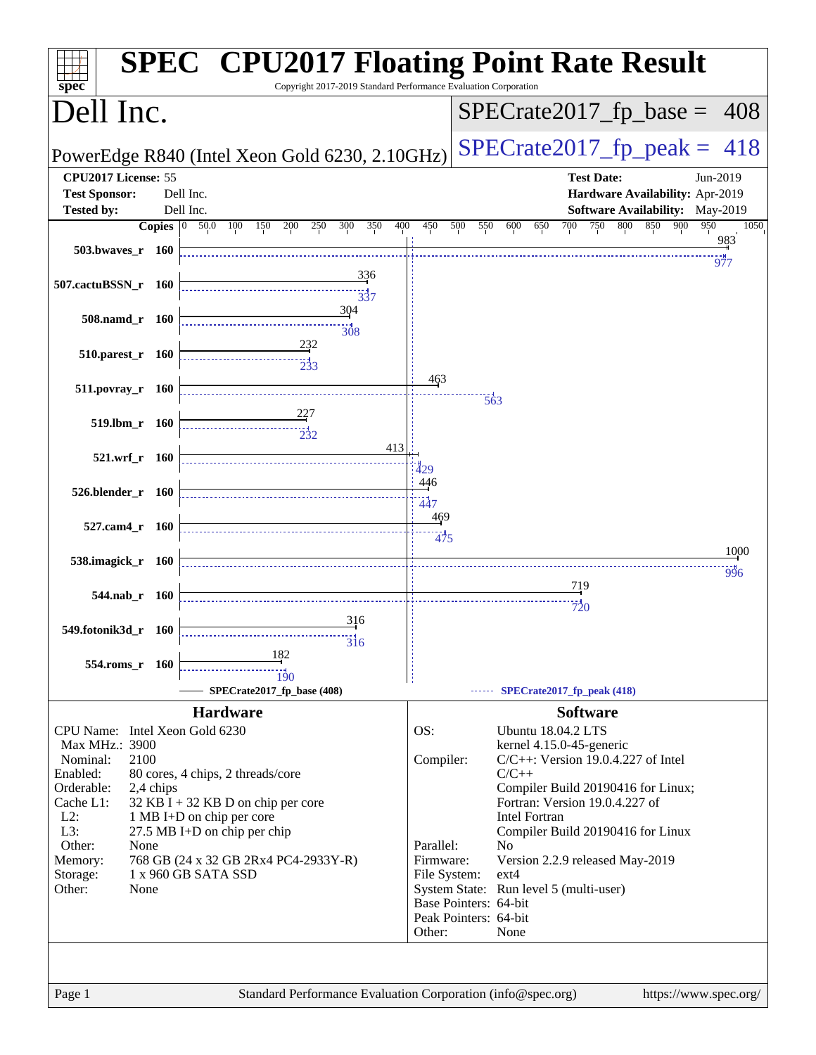# SPEC CPU2017 Floating Point Rate Result

Copyright 2017-2019 Standard Performance Evaluation Corporation

## Dell Inc.

PowerEdge R840 (Intel Xeon Gold 6230, 2.10GHz)

SPECrate2017_fp_base = 408

SPECrate2017_fp_peak = 418

| | | | |
|---|---|---|---|
| **CPU2017 License:** | 55 | **Test Date:** | Jun-2019 |
| **Test Sponsor:** | Dell Inc. | **Hardware Availability:** | Apr-2019 |
| **Tested by:** | Dell Inc. | **Software Availability:** | May-2019 |

| Benchmark | Copies | Base | Peak |
|---|---|---|---|
| 503.bwaves_r | 160 | 983 | 977 |
| 507.cactuBSSN_r | 160 | 336 | 337 |
| 508.namd_r | 160 | 304 | 308 |
| 510.parest_r | 160 | 232 | 233 |
| 511.povray_r | 160 | 463 | 563 |
| 519.lbm_r | 160 | 227 | 232 |
| 521.wrf_r | 160 | 413 | 429 |
| 526.blender_r | 160 | 446 | 447 |
| 527.cam4_r | 160 | 469 | 475 |
| 538.imagick_r | 160 | 1000 | 996 |
| 544.nab_r | 160 | 719 | 720 |
| 549.fotonik3d_r | 160 | 316 | 316 |
| 554.roms_r | 160 | 182 | 190 |

SPECrate2017_fp_base (408) ------ SPECrate2017_fp_peak (418)

### Hardware

| | |
|---|---|
| CPU Name: | Intel Xeon Gold 6230 |
| Max MHz.: | 3900 |
| Nominal: | 2100 |
| Enabled: | 80 cores, 4 chips, 2 threads/core |
| Orderable: | 2,4 chips |
| Cache L1: | 32 KB I + 32 KB D on chip per core |
| L2: | 1 MB I+D on chip per core |
| L3: | 27.5 MB I+D on chip per chip |
| Other: | None |
| Memory: | 768 GB (24 x 32 GB 2Rx4 PC4-2933Y-R) |
| Storage: | 1 x 960 GB SATA SSD |
| Other: | None |

### Software

| | |
|---|---|
| OS: | Ubuntu 18.04.2 LTS kernel 4.15.0-45-generic |
| Compiler: | C/C++: Version 19.0.4.227 of Intel C/C++ Compiler Build 20190416 for Linux; Fortran: Version 19.0.4.227 of Intel Fortran Compiler Build 20190416 for Linux |
| Parallel: | No |
| Firmware: | Version 2.2.9 released May-2019 |
| File System: | ext4 |
| System State: | Run level 5 (multi-user) |
| Base Pointers: | 64-bit |
| Peak Pointers: | 64-bit |
| Other: | None |

Standard Performance Evaluation Corporation (info@spec.org) https://www.spec.org/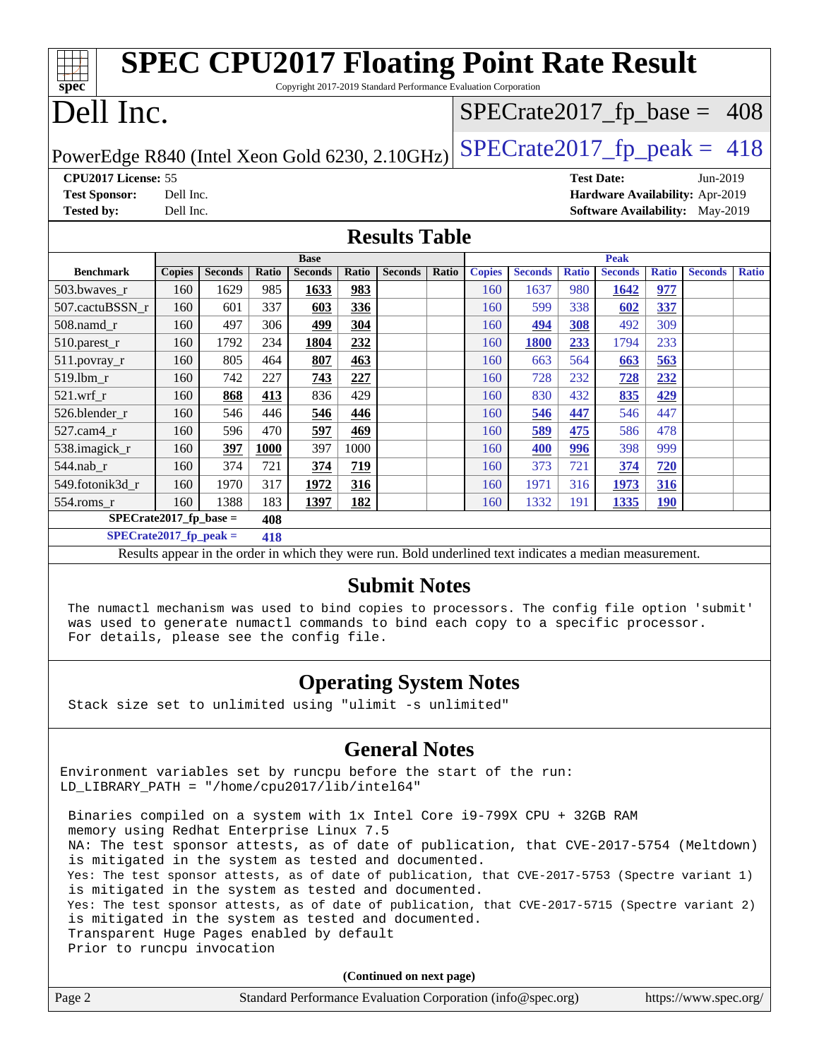# SPEC CPU2017 Floating Point Rate Result

Copyright 2017-2019 Standard Performance Evaluation Corporation

# Dell Inc.

PowerEdge R840 (Intel Xeon Gold 6230, 2.10GHz)

SPECrate2017_fp_base = 408

SPECrate2017_fp_peak = 418

**CPU2017 License:** 55
**Test Sponsor:** Dell Inc.
**Tested by:** Dell Inc.

**Test Date:** Jun-2019
**Hardware Availability:** Apr-2019
**Software Availability:** May-2019

## Results Table

| Benchmark | Base | | | | | | | Peak | | | | | | |
|---|---|---|---|---|---|---|---|---|---|---|---|---|---|---|
| | Copies | Seconds | Ratio | Seconds | Ratio | Seconds | Ratio | Copies | Seconds | Ratio | Seconds | Ratio | Seconds | Ratio |
| 503.bwaves_r | 160 | 1629 | 985 | **1633** | **983** | | | 160 | 1637 | 980 | **1642** | **977** | | |
| 507.cactuBSSN_r | 160 | 601 | 337 | **603** | **336** | | | 160 | 599 | 338 | **602** | **337** | | |
| 508.namd_r | 160 | 497 | 306 | **499** | **304** | | | 160 | **494** | **308** | 492 | 309 | | |
| 510.parest_r | 160 | 1792 | 234 | **1804** | **232** | | | 160 | **1800** | **233** | 1794 | 233 | | |
| 511.povray_r | 160 | 805 | 464 | **807** | **463** | | | 160 | 663 | 564 | **663** | **563** | | |
| 519.lbm_r | 160 | 742 | 227 | **743** | **227** | | | 160 | 728 | 232 | **728** | **232** | | |
| 521.wrf_r | 160 | **868** | **413** | 836 | 429 | | | 160 | 830 | 432 | **835** | **429** | | |
| 526.blender_r | 160 | 546 | 446 | **546** | **446** | | | 160 | **546** | **447** | 546 | 447 | | |
| 527.cam4_r | 160 | 596 | 470 | **597** | **469** | | | 160 | **589** | **475** | 586 | 478 | | |
| 538.imagick_r | 160 | **397** | **1000** | 397 | 1000 | | | 160 | **400** | **996** | 398 | 999 | | |
| 544.nab_r | 160 | 374 | 721 | **374** | **719** | | | 160 | 373 | 721 | **374** | **720** | | |
| 549.fotonik3d_r | 160 | 1970 | 317 | **1972** | **316** | | | 160 | 1971 | 316 | **1973** | **316** | | |
| 554.roms_r | 160 | 1388 | 183 | **1397** | **182** | | | 160 | 1332 | 191 | **1335** | **190** | | |

**SPECrate2017_fp_base = 408**

**SPECrate2017_fp_peak = 418**

Results appear in the order in which they were run. Bold underlined text indicates a median measurement.

## Submit Notes

```
The numactl mechanism was used to bind copies to processors. The config file option 'submit'
was used to generate numactl commands to bind each copy to a specific processor.
For details, please see the config file.
```

## Operating System Notes

```
Stack size set to unlimited using "ulimit -s unlimited"
```

## General Notes

```
Environment variables set by runcpu before the start of the run:
LD_LIBRARY_PATH = "/home/cpu2017/lib/intel64"

 Binaries compiled on a system with 1x Intel Core i9-799X CPU + 32GB RAM
 memory using Redhat Enterprise Linux 7.5
 NA: The test sponsor attests, as of date of publication, that CVE-2017-5754 (Meltdown)
 is mitigated in the system as tested and documented.
 Yes: The test sponsor attests, as of date of publication, that CVE-2017-5753 (Spectre variant 1)
 is mitigated in the system as tested and documented.
 Yes: The test sponsor attests, as of date of publication, that CVE-2017-5715 (Spectre variant 2)
 is mitigated in the system as tested and documented.
 Transparent Huge Pages enabled by default
 Prior to runcpu invocation
```

(Continued on next page)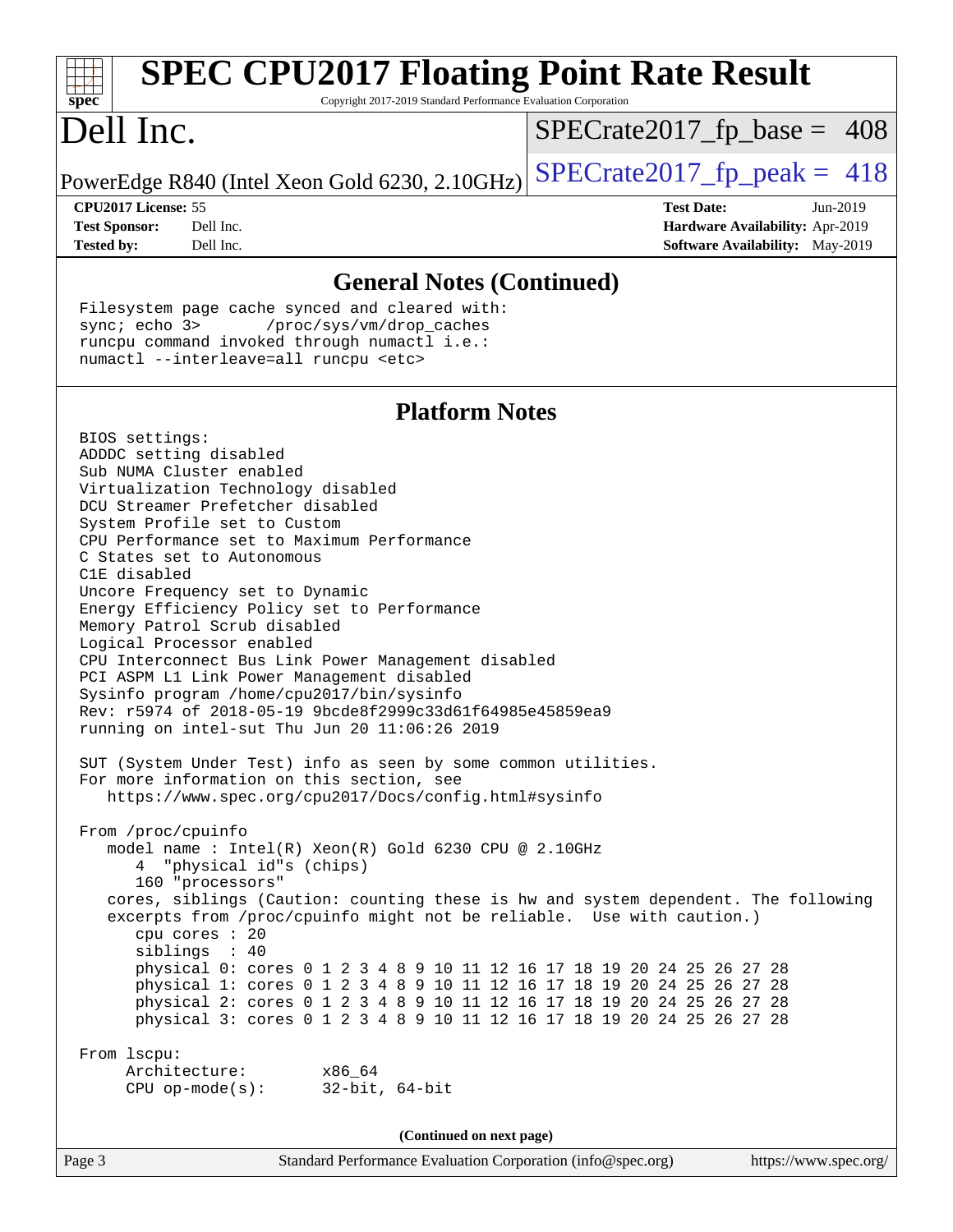# SPEC CPU2017 Floating Point Rate Result

Copyright 2017-2019 Standard Performance Evaluation Corporation

# Dell Inc.

PowerEdge R840 (Intel Xeon Gold 6230, 2.10GHz)

SPECrate2017_fp_base = 408

SPECrate2017_fp_peak = 418

**CPU2017 License:** 55
**Test Sponsor:** Dell Inc.
**Tested by:** Dell Inc.

**Test Date:** Jun-2019
**Hardware Availability:** Apr-2019
**Software Availability:** May-2019

## General Notes (Continued)

```
Filesystem page cache synced and cleared with:
sync; echo 3>       /proc/sys/vm/drop_caches
runcpu command invoked through numactl i.e.:
numactl --interleave=all runcpu <etc>
```

## Platform Notes

```
BIOS settings:
ADDDC setting disabled
Sub NUMA Cluster enabled
Virtualization Technology disabled
DCU Streamer Prefetcher disabled
System Profile set to Custom
CPU Performance set to Maximum Performance
C States set to Autonomous
C1E disabled
Uncore Frequency set to Dynamic
Energy Efficiency Policy set to Performance
Memory Patrol Scrub disabled
Logical Processor enabled
CPU Interconnect Bus Link Power Management disabled
PCI ASPM L1 Link Power Management disabled
Sysinfo program /home/cpu2017/bin/sysinfo
Rev: r5974 of 2018-05-19 9bcde8f2999c33d61f64985e45859ea9
running on intel-sut Thu Jun 20 11:06:26 2019

SUT (System Under Test) info as seen by some common utilities.
For more information on this section, see
   https://www.spec.org/cpu2017/Docs/config.html#sysinfo

From /proc/cpuinfo
   model name : Intel(R) Xeon(R) Gold 6230 CPU @ 2.10GHz
      4  "physical id"s (chips)
      160 "processors"
   cores, siblings (Caution: counting these is hw and system dependent. The following
   excerpts from /proc/cpuinfo might not be reliable.  Use with caution.)
      cpu cores : 20
      siblings  : 40
      physical 0: cores 0 1 2 3 4 8 9 10 11 12 16 17 18 19 20 24 25 26 27 28
      physical 1: cores 0 1 2 3 4 8 9 10 11 12 16 17 18 19 20 24 25 26 27 28
      physical 2: cores 0 1 2 3 4 8 9 10 11 12 16 17 18 19 20 24 25 26 27 28
      physical 3: cores 0 1 2 3 4 8 9 10 11 12 16 17 18 19 20 24 25 26 27 28

From lscpu:
     Architecture:        x86_64
     CPU op-mode(s):      32-bit, 64-bit
```

(Continued on next page)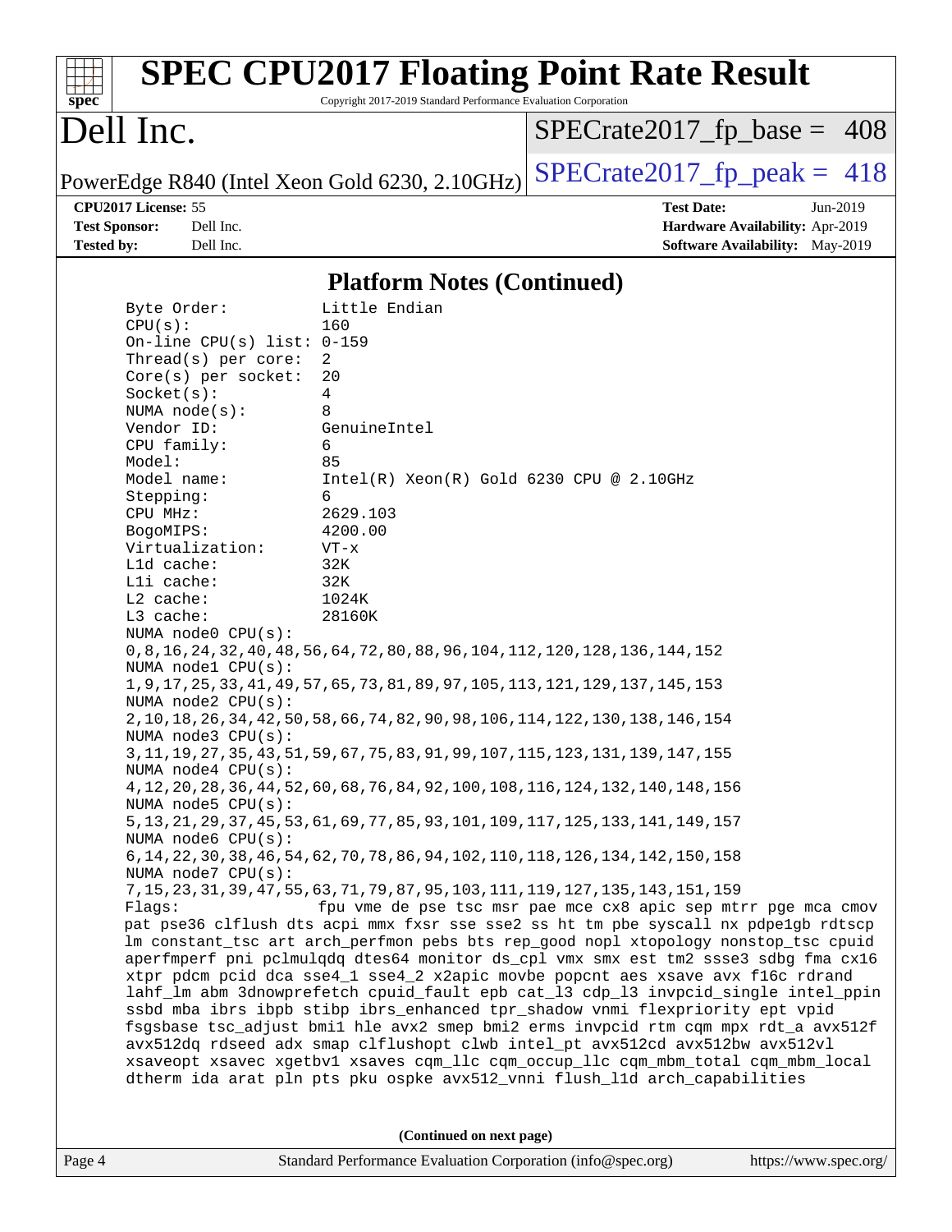## Platform Notes (Continued)

```
Byte Order:            Little Endian
CPU(s):                160
On-line CPU(s) list:   0-159
Thread(s) per core:    2
Core(s) per socket:    20
Socket(s):             4
NUMA node(s):          8
Vendor ID:             GenuineIntel
CPU family:            6
Model:                 85
Model name:            Intel(R) Xeon(R) Gold 6230 CPU @ 2.10GHz
Stepping:              6
CPU MHz:               2629.103
BogoMIPS:              4200.00
Virtualization:        VT-x
L1d cache:             32K
L1i cache:             32K
L2 cache:              1024K
L3 cache:              28160K
NUMA node0 CPU(s):
0,8,16,24,32,40,48,56,64,72,80,88,96,104,112,120,128,136,144,152
NUMA node1 CPU(s):
1,9,17,25,33,41,49,57,65,73,81,89,97,105,113,121,129,137,145,153
NUMA node2 CPU(s):
2,10,18,26,34,42,50,58,66,74,82,90,98,106,114,122,130,138,146,154
NUMA node3 CPU(s):
3,11,19,27,35,43,51,59,67,75,83,91,99,107,115,123,131,139,147,155
NUMA node4 CPU(s):
4,12,20,28,36,44,52,60,68,76,84,92,100,108,116,124,132,140,148,156
NUMA node5 CPU(s):
5,13,21,29,37,45,53,61,69,77,85,93,101,109,117,125,133,141,149,157
NUMA node6 CPU(s):
6,14,22,30,38,46,54,62,70,78,86,94,102,110,118,126,134,142,150,158
NUMA node7 CPU(s):
7,15,23,31,39,47,55,63,71,79,87,95,103,111,119,127,135,143,151,159
Flags:                 fpu vme de pse tsc msr pae mce cx8 apic sep mtrr pge mca cmov
pat pse36 clflush dts acpi mmx fxsr sse sse2 ss ht tm pbe syscall nx pdpe1gb rdtscp
lm constant_tsc art arch_perfmon pebs bts rep_good nopl xtopology nonstop_tsc cpuid
aperfmperf pni pclmulqdq dtes64 monitor ds_cpl vmx smx est tm2 ssse3 sdbg fma cx16
xtpr pdcm pcid dca sse4_1 sse4_2 x2apic movbe popcnt aes xsave avx f16c rdrand
lahf_lm abm 3dnowprefetch cpuid_fault epb cat_l3 cdp_l3 invpcid_single intel_ppin
ssbd mba ibrs ibpb stibp ibrs_enhanced tpr_shadow vnmi flexpriority ept vpid
fsgsbase tsc_adjust bmi1 hle avx2 smep bmi2 erms invpcid rtm cqm mpx rdt_a avx512f
avx512dq rdseed adx smap clflushopt clwb intel_pt avx512cd avx512bw avx512vl
xsaveopt xsavec xgetbv1 xsaves cqm_llc cqm_occup_llc cqm_mbm_total cqm_mbm_local
dtherm ida arat pln pts pku ospke avx512_vnni flush_l1d arch_capabilities
```

**(Continued on next page)**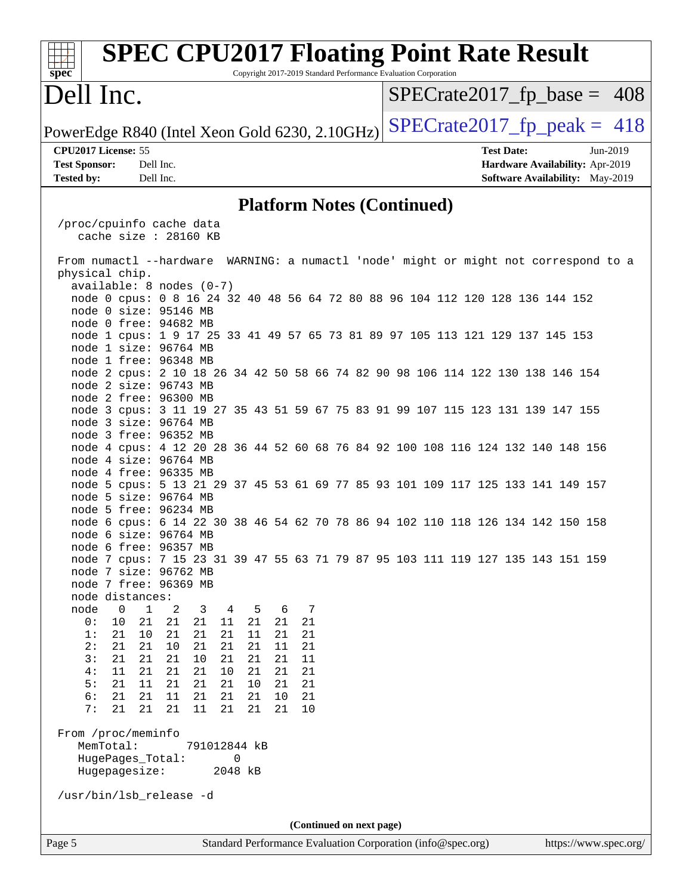# SPEC CPU2017 Floating Point Rate Result

Copyright 2017-2019 Standard Performance Evaluation Corporation

## Dell Inc.

PowerEdge R840 (Intel Xeon Gold 6230, 2.10GHz)

SPECrate2017_fp_base = 408

SPECrate2017_fp_peak = 418

**CPU2017 License:** 55
**Test Sponsor:** Dell Inc.
**Tested by:** Dell Inc.

**Test Date:** Jun-2019
**Hardware Availability:** Apr-2019
**Software Availability:** May-2019

### Platform Notes (Continued)

```
 /proc/cpuinfo cache data
    cache size : 28160 KB

 From numactl --hardware  WARNING: a numactl 'node' might or might not correspond to a
 physical chip.
   available: 8 nodes (0-7)
   node 0 cpus: 0 8 16 24 32 40 48 56 64 72 80 88 96 104 112 120 128 136 144 152
   node 0 size: 95146 MB
   node 0 free: 94682 MB
   node 1 cpus: 1 9 17 25 33 41 49 57 65 73 81 89 97 105 113 121 129 137 145 153
   node 1 size: 96764 MB
   node 1 free: 96348 MB
   node 2 cpus: 2 10 18 26 34 42 50 58 66 74 82 90 98 106 114 122 130 138 146 154
   node 2 size: 96743 MB
   node 2 free: 96300 MB
   node 3 cpus: 3 11 19 27 35 43 51 59 67 75 83 91 99 107 115 123 131 139 147 155
   node 3 size: 96764 MB
   node 3 free: 96352 MB
   node 4 cpus: 4 12 20 28 36 44 52 60 68 76 84 92 100 108 116 124 132 140 148 156
   node 4 size: 96764 MB
   node 4 free: 96335 MB
   node 5 cpus: 5 13 21 29 37 45 53 61 69 77 85 93 101 109 117 125 133 141 149 157
   node 5 size: 96764 MB
   node 5 free: 96234 MB
   node 6 cpus: 6 14 22 30 38 46 54 62 70 78 86 94 102 110 118 126 134 142 150 158
   node 6 size: 96764 MB
   node 6 free: 96357 MB
   node 7 cpus: 7 15 23 31 39 47 55 63 71 79 87 95 103 111 119 127 135 143 151 159
   node 7 size: 96762 MB
   node 7 free: 96369 MB
   node distances:
   node   0   1   2   3   4   5   6   7
     0:  10  21  21  21  11  21  21  21
     1:  21  10  21  21  21  11  21  21
     2:  21  21  10  21  21  21  11  21
     3:  21  21  21  10  21  21  21  11
     4:  11  21  21  21  10  21  21  21
     5:  21  11  21  21  21  10  21  21
     6:  21  21  11  21  21  21  10  21
     7:  21  21  21  11  21  21  21  10

 From /proc/meminfo
    MemTotal:       791012844 kB
    HugePages_Total:       0
    Hugepagesize:       2048 kB

 /usr/bin/lsb_release -d
```

(Continued on next page)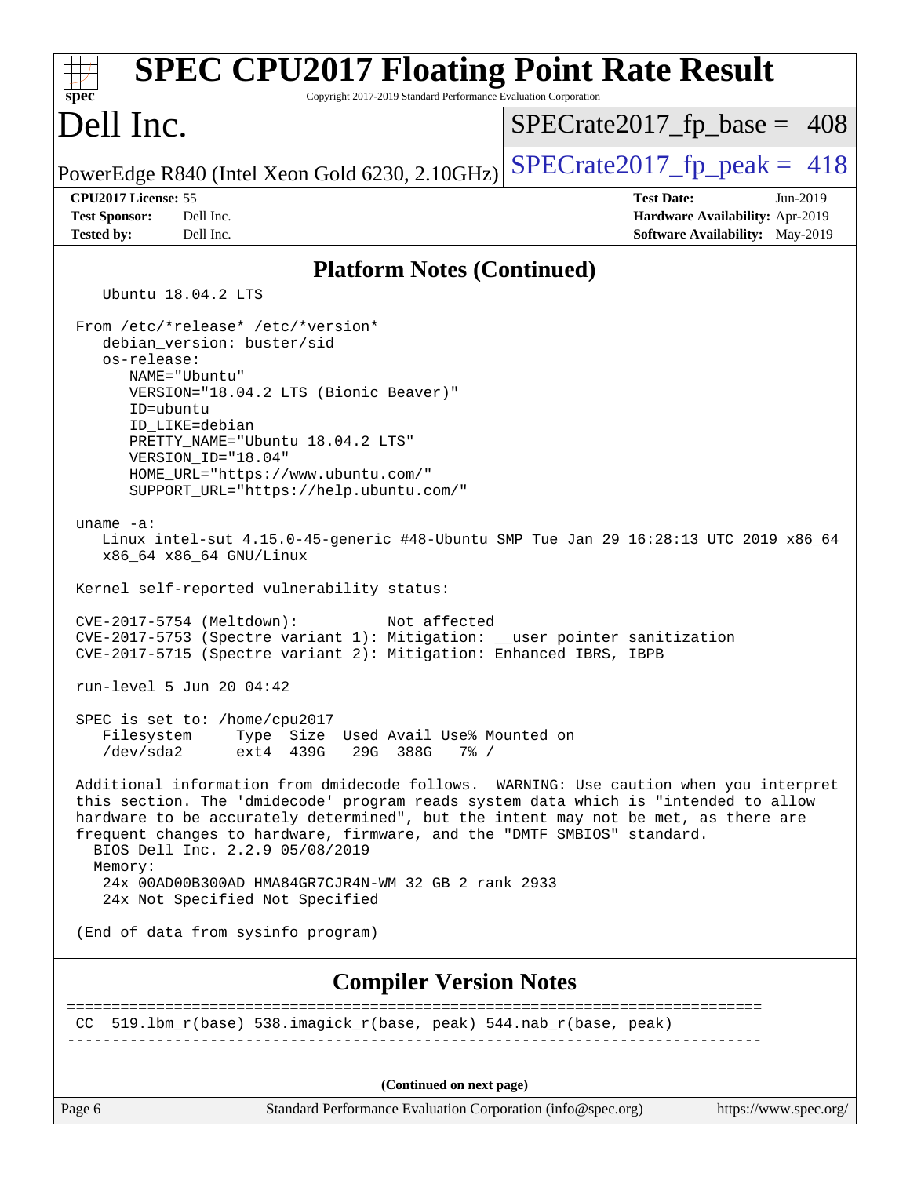## Platform Notes (Continued)

```
   Ubuntu 18.04.2 LTS

From /etc/*release* /etc/*version*
   debian_version: buster/sid
   os-release:
      NAME="Ubuntu"
      VERSION="18.04.2 LTS (Bionic Beaver)"
      ID=ubuntu
      ID_LIKE=debian
      PRETTY_NAME="Ubuntu 18.04.2 LTS"
      VERSION_ID="18.04"
      HOME_URL="https://www.ubuntu.com/"
      SUPPORT_URL="https://help.ubuntu.com/"

uname -a:
   Linux intel-sut 4.15.0-45-generic #48-Ubuntu SMP Tue Jan 29 16:28:13 UTC 2019 x86_64
   x86_64 x86_64 GNU/Linux

Kernel self-reported vulnerability status:

CVE-2017-5754 (Meltdown):          Not affected
CVE-2017-5753 (Spectre variant 1): Mitigation: __user pointer sanitization
CVE-2017-5715 (Spectre variant 2): Mitigation: Enhanced IBRS, IBPB

run-level 5 Jun 20 04:42

SPEC is set to: /home/cpu2017
   Filesystem     Type  Size  Used Avail Use% Mounted on
   /dev/sda2      ext4  439G   29G  388G   7% /

Additional information from dmidecode follows.  WARNING: Use caution when you interpret
this section. The 'dmidecode' program reads system data which is "intended to allow
hardware to be accurately determined", but the intent may not be met, as there are
frequent changes to hardware, firmware, and the "DMTF SMBIOS" standard.
  BIOS Dell Inc. 2.2.9 05/08/2019
  Memory:
   24x 00AD00B300AD HMA84GR7CJR4N-WM 32 GB 2 rank 2933
   24x Not Specified Not Specified

(End of data from sysinfo program)
```

## Compiler Version Notes

```
==============================================================================
CC  519.lbm_r(base) 538.imagick_r(base, peak) 544.nab_r(base, peak)
------------------------------------------------------------------------------
```

(Continued on next page)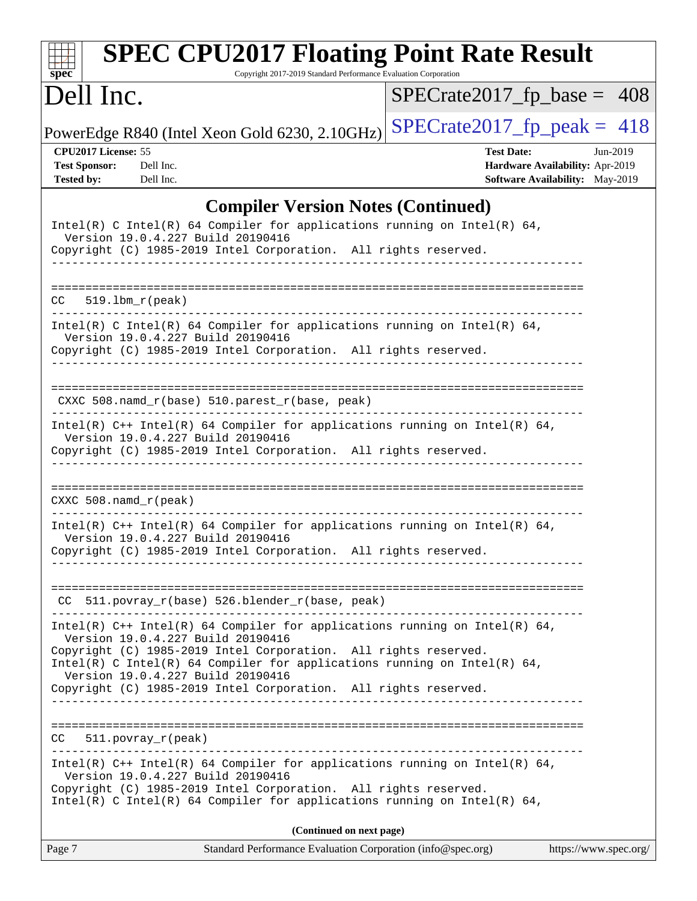# SPEC CPU2017 Floating Point Rate Result

Copyright 2017-2019 Standard Performance Evaluation Corporation

## Dell Inc.

PowerEdge R840 (Intel Xeon Gold 6230, 2.10GHz)

SPECrate2017_fp_base = 408

SPECrate2017_fp_peak = 418

**CPU2017 License:** 55
**Test Sponsor:** Dell Inc.
**Tested by:** Dell Inc.

**Test Date:** Jun-2019
**Hardware Availability:** Apr-2019
**Software Availability:** May-2019

### Compiler Version Notes (Continued)

```
Intel(R) C Intel(R) 64 Compiler for applications running on Intel(R) 64,
  Version 19.0.4.227 Build 20190416
Copyright (C) 1985-2019 Intel Corporation.  All rights reserved.
------------------------------------------------------------------------------

==============================================================================
CC   519.lbm_r(peak)
------------------------------------------------------------------------------
Intel(R) C Intel(R) 64 Compiler for applications running on Intel(R) 64,
  Version 19.0.4.227 Build 20190416
Copyright (C) 1985-2019 Intel Corporation.  All rights reserved.
------------------------------------------------------------------------------

==============================================================================
 CXXC 508.namd_r(base) 510.parest_r(base, peak)
------------------------------------------------------------------------------
Intel(R) C++ Intel(R) 64 Compiler for applications running on Intel(R) 64,
  Version 19.0.4.227 Build 20190416
Copyright (C) 1985-2019 Intel Corporation.  All rights reserved.
------------------------------------------------------------------------------

==============================================================================
CXXC 508.namd_r(peak)
------------------------------------------------------------------------------
Intel(R) C++ Intel(R) 64 Compiler for applications running on Intel(R) 64,
  Version 19.0.4.227 Build 20190416
Copyright (C) 1985-2019 Intel Corporation.  All rights reserved.
------------------------------------------------------------------------------

==============================================================================
 CC  511.povray_r(base) 526.blender_r(base, peak)
------------------------------------------------------------------------------
Intel(R) C++ Intel(R) 64 Compiler for applications running on Intel(R) 64,
  Version 19.0.4.227 Build 20190416
Copyright (C) 1985-2019 Intel Corporation.  All rights reserved.
Intel(R) C Intel(R) 64 Compiler for applications running on Intel(R) 64,
  Version 19.0.4.227 Build 20190416
Copyright (C) 1985-2019 Intel Corporation.  All rights reserved.
------------------------------------------------------------------------------

==============================================================================
CC   511.povray_r(peak)
------------------------------------------------------------------------------
Intel(R) C++ Intel(R) 64 Compiler for applications running on Intel(R) 64,
  Version 19.0.4.227 Build 20190416
Copyright (C) 1985-2019 Intel Corporation.  All rights reserved.
Intel(R) C Intel(R) 64 Compiler for applications running on Intel(R) 64,
```

**(Continued on next page)**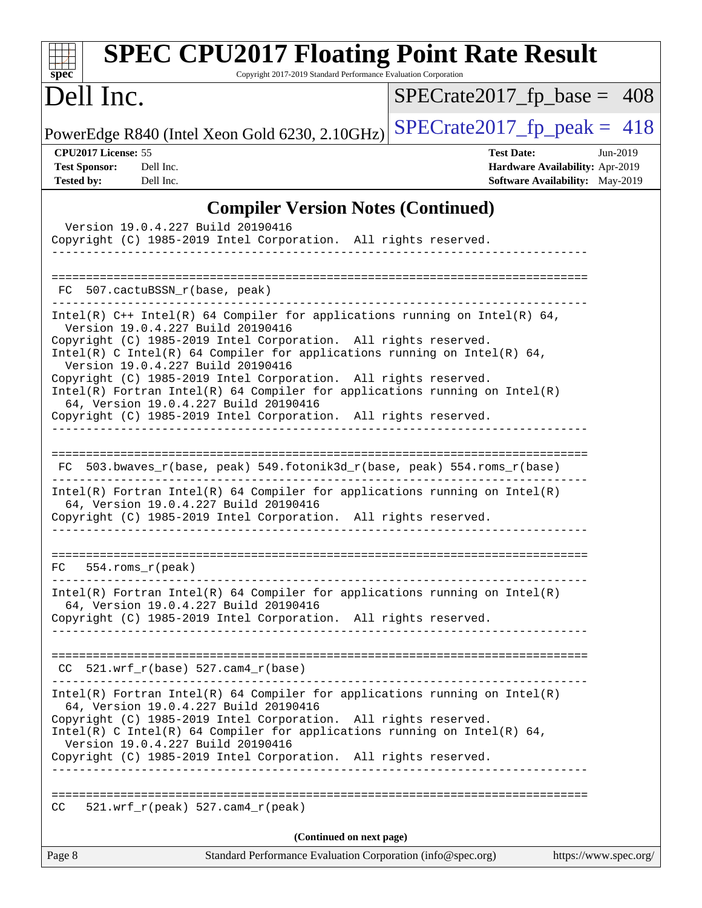## Compiler Version Notes (Continued)

```
  Version 19.0.4.227 Build 20190416
Copyright (C) 1985-2019 Intel Corporation.  All rights reserved.
------------------------------------------------------------------------------

==============================================================================
 FC  507.cactuBSSN_r(base, peak)
------------------------------------------------------------------------------
Intel(R) C++ Intel(R) 64 Compiler for applications running on Intel(R) 64,
  Version 19.0.4.227 Build 20190416
Copyright (C) 1985-2019 Intel Corporation.  All rights reserved.
Intel(R) C Intel(R) 64 Compiler for applications running on Intel(R) 64,
  Version 19.0.4.227 Build 20190416
Copyright (C) 1985-2019 Intel Corporation.  All rights reserved.
Intel(R) Fortran Intel(R) 64 Compiler for applications running on Intel(R)
  64, Version 19.0.4.227 Build 20190416
Copyright (C) 1985-2019 Intel Corporation.  All rights reserved.
------------------------------------------------------------------------------

==============================================================================
 FC  503.bwaves_r(base, peak) 549.fotonik3d_r(base, peak) 554.roms_r(base)
------------------------------------------------------------------------------
Intel(R) Fortran Intel(R) 64 Compiler for applications running on Intel(R)
  64, Version 19.0.4.227 Build 20190416
Copyright (C) 1985-2019 Intel Corporation.  All rights reserved.
------------------------------------------------------------------------------

==============================================================================
 FC  554.roms_r(peak)
------------------------------------------------------------------------------
Intel(R) Fortran Intel(R) 64 Compiler for applications running on Intel(R)
  64, Version 19.0.4.227 Build 20190416
Copyright (C) 1985-2019 Intel Corporation.  All rights reserved.
------------------------------------------------------------------------------

==============================================================================
 CC  521.wrf_r(base) 527.cam4_r(base)
------------------------------------------------------------------------------
Intel(R) Fortran Intel(R) 64 Compiler for applications running on Intel(R)
  64, Version 19.0.4.227 Build 20190416
Copyright (C) 1985-2019 Intel Corporation.  All rights reserved.
Intel(R) C Intel(R) 64 Compiler for applications running on Intel(R) 64,
  Version 19.0.4.227 Build 20190416
Copyright (C) 1985-2019 Intel Corporation.  All rights reserved.
------------------------------------------------------------------------------

==============================================================================
 CC  521.wrf_r(peak) 527.cam4_r(peak)
```

**(Continued on next page)**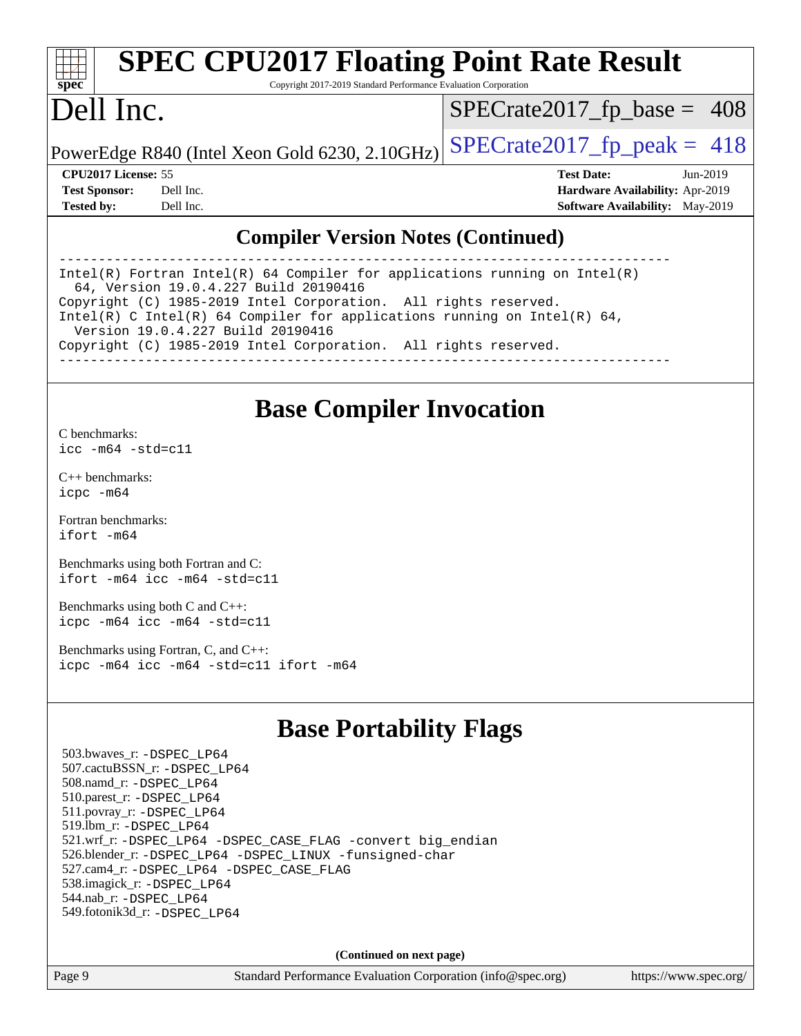## Compiler Version Notes (Continued)

```
==============================================================================
Intel(R) Fortran Intel(R) 64 Compiler for applications running on Intel(R)
  64, Version 19.0.4.227 Build 20190416
Copyright (C) 1985-2019 Intel Corporation.  All rights reserved.
Intel(R) C Intel(R) 64 Compiler for applications running on Intel(R) 64,
  Version 19.0.4.227 Build 20190416
Copyright (C) 1985-2019 Intel Corporation.  All rights reserved.
------------------------------------------------------------------------------
```

## Base Compiler Invocation

C benchmarks:
`icc -m64 -std=c11`

C++ benchmarks:
`icpc -m64`

Fortran benchmarks:
`ifort -m64`

Benchmarks using both Fortran and C:
`ifort -m64 icc -m64 -std=c11`

Benchmarks using both C and C++:
`icpc -m64 icc -m64 -std=c11`

Benchmarks using Fortran, C, and C++:
`icpc -m64 icc -m64 -std=c11 ifort -m64`

## Base Portability Flags

503.bwaves_r: -DSPEC_LP64
507.cactuBSSN_r: -DSPEC_LP64
508.namd_r: -DSPEC_LP64
510.parest_r: -DSPEC_LP64
511.povray_r: -DSPEC_LP64
519.lbm_r: -DSPEC_LP64
521.wrf_r: -DSPEC_LP64 -DSPEC_CASE_FLAG -convert big_endian
526.blender_r: -DSPEC_LP64 -DSPEC_LINUX -funsigned-char
527.cam4_r: -DSPEC_LP64 -DSPEC_CASE_FLAG
538.imagick_r: -DSPEC_LP64
544.nab_r: -DSPEC_LP64
549.fotonik3d_r: -DSPEC_LP64

**(Continued on next page)**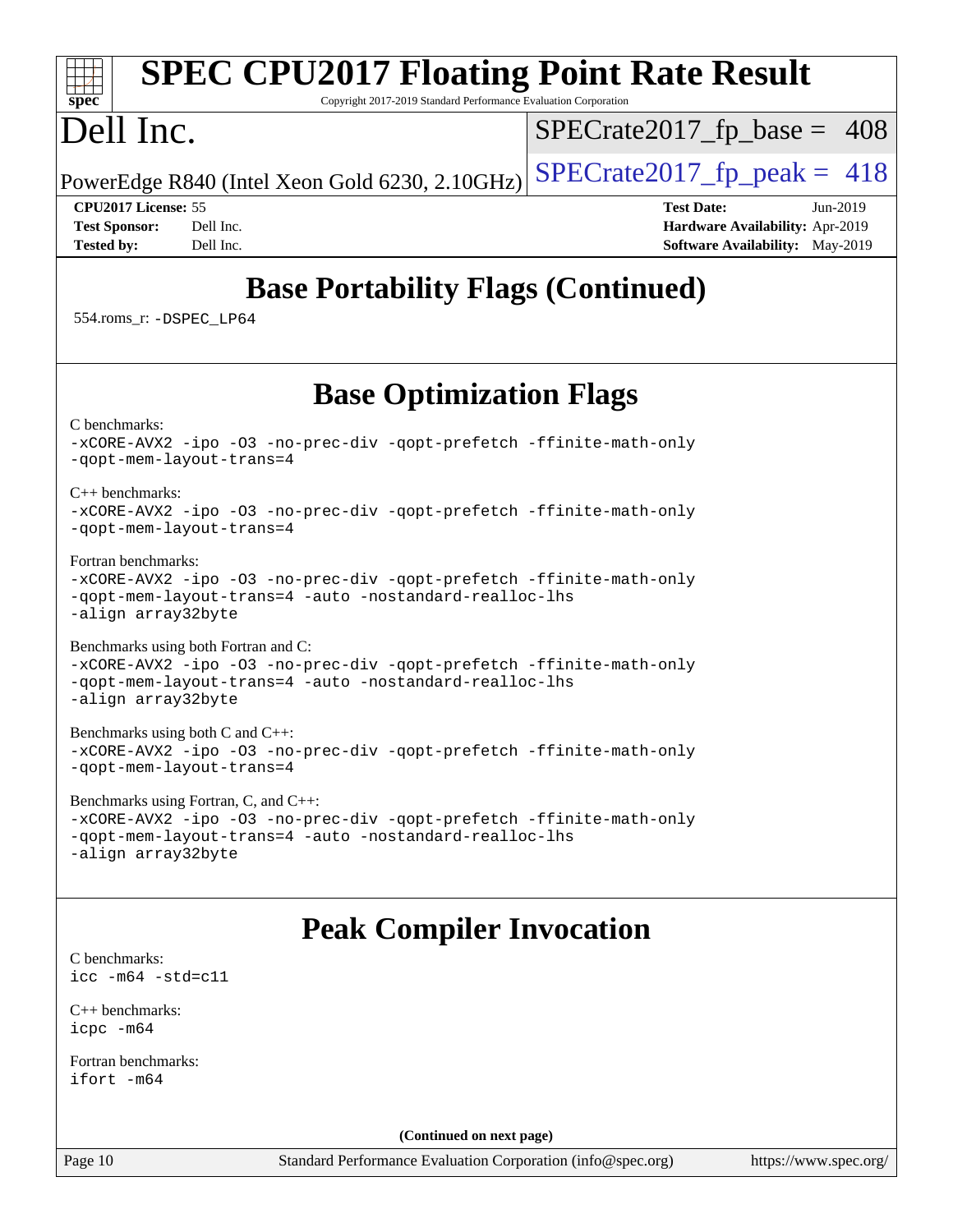## Base Portability Flags (Continued)

554.roms_r: `-DSPEC_LP64`

## Base Optimization Flags

C benchmarks:
```
-xCORE-AVX2 -ipo -O3 -no-prec-div -qopt-prefetch -ffinite-math-only
-qopt-mem-layout-trans=4
```

C++ benchmarks:
```
-xCORE-AVX2 -ipo -O3 -no-prec-div -qopt-prefetch -ffinite-math-only
-qopt-mem-layout-trans=4
```

Fortran benchmarks:
```
-xCORE-AVX2 -ipo -O3 -no-prec-div -qopt-prefetch -ffinite-math-only
-qopt-mem-layout-trans=4 -auto -nostandard-realloc-lhs
-align array32byte
```

Benchmarks using both Fortran and C:
```
-xCORE-AVX2 -ipo -O3 -no-prec-div -qopt-prefetch -ffinite-math-only
-qopt-mem-layout-trans=4 -auto -nostandard-realloc-lhs
-align array32byte
```

Benchmarks using both C and C++:
```
-xCORE-AVX2 -ipo -O3 -no-prec-div -qopt-prefetch -ffinite-math-only
-qopt-mem-layout-trans=4
```

Benchmarks using Fortran, C, and C++:
```
-xCORE-AVX2 -ipo -O3 -no-prec-div -qopt-prefetch -ffinite-math-only
-qopt-mem-layout-trans=4 -auto -nostandard-realloc-lhs
-align array32byte
```

## Peak Compiler Invocation

C benchmarks:
```
icc -m64 -std=c11
```

C++ benchmarks:
```
icpc -m64
```

Fortran benchmarks:
```
ifort -m64
```

**(Continued on next page)**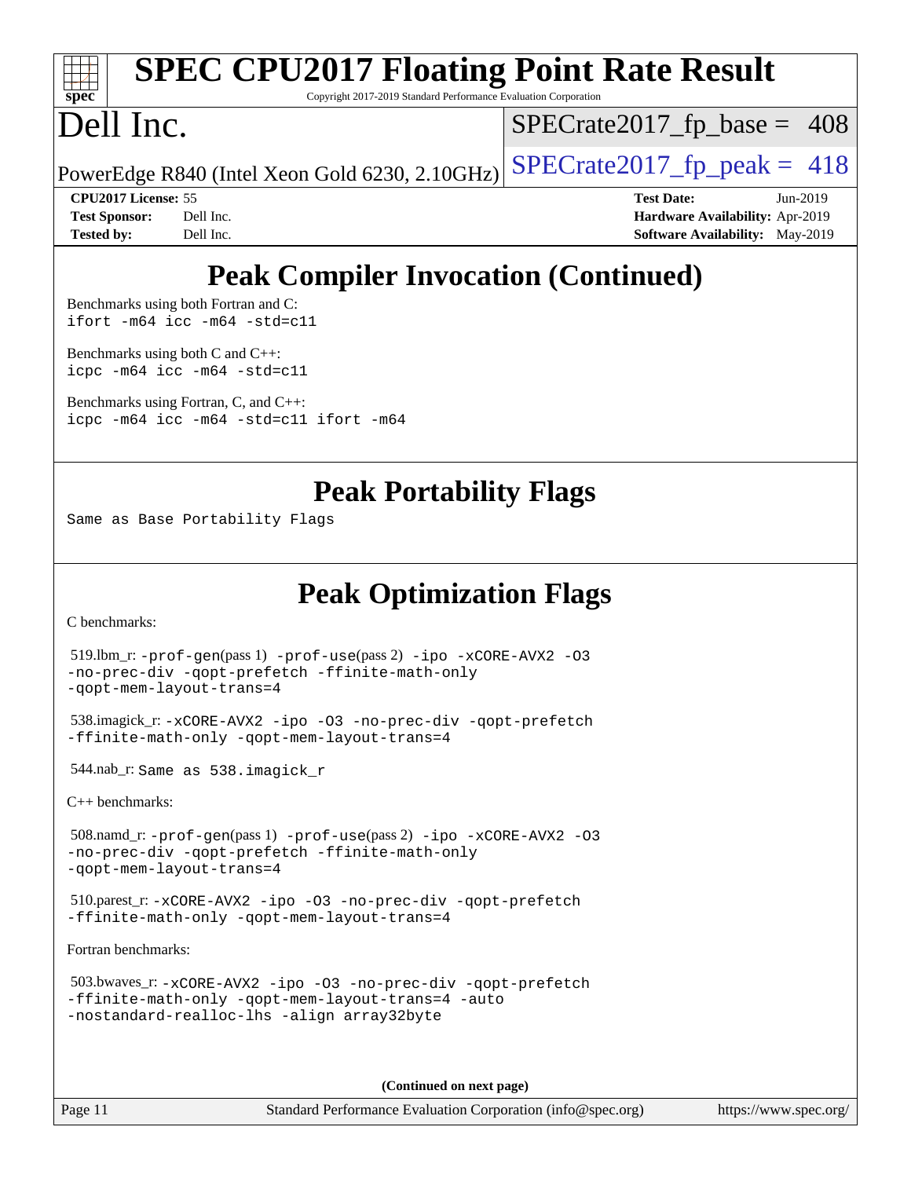## Peak Compiler Invocation (Continued)

Benchmarks using both Fortran and C:
```
ifort -m64 icc -m64 -std=c11
```

Benchmarks using both C and C++:
```
icpc -m64 icc -m64 -std=c11
```

Benchmarks using Fortran, C, and C++:
```
icpc -m64 icc -m64 -std=c11 ifort -m64
```

## Peak Portability Flags

Same as Base Portability Flags

## Peak Optimization Flags

C benchmarks:

519.lbm_r: -prof-gen(pass 1) -prof-use(pass 2) -ipo -xCORE-AVX2 -O3 -no-prec-div -qopt-prefetch -ffinite-math-only -qopt-mem-layout-trans=4

538.imagick_r: -xCORE-AVX2 -ipo -O3 -no-prec-div -qopt-prefetch -ffinite-math-only -qopt-mem-layout-trans=4

544.nab_r: Same as 538.imagick_r

C++ benchmarks:

508.namd_r: -prof-gen(pass 1) -prof-use(pass 2) -ipo -xCORE-AVX2 -O3 -no-prec-div -qopt-prefetch -ffinite-math-only -qopt-mem-layout-trans=4

510.parest_r: -xCORE-AVX2 -ipo -O3 -no-prec-div -qopt-prefetch -ffinite-math-only -qopt-mem-layout-trans=4

Fortran benchmarks:

503.bwaves_r: -xCORE-AVX2 -ipo -O3 -no-prec-div -qopt-prefetch -ffinite-math-only -qopt-mem-layout-trans=4 -auto -nostandard-realloc-lhs -align array32byte

**(Continued on next page)**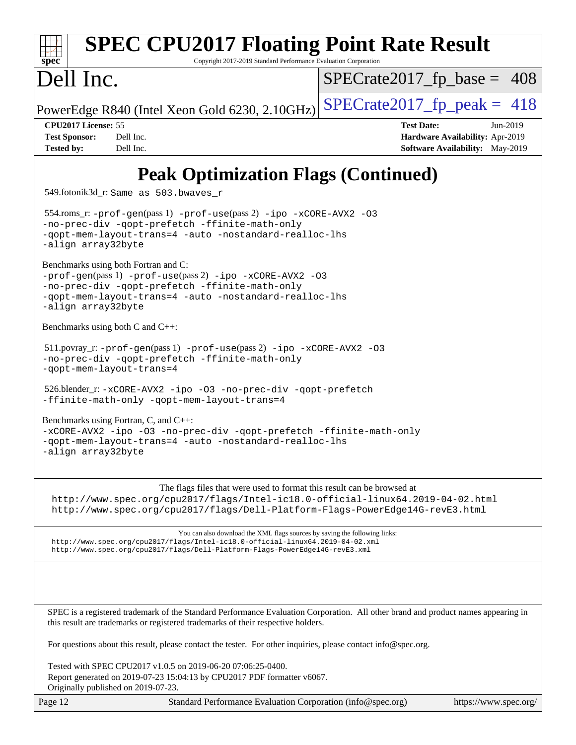# Peak Optimization Flags (Continued)

549.fotonik3d_r: Same as 503.bwaves_r

554.roms_r: -prof-gen(pass 1) -prof-use(pass 2) -ipo -xCORE-AVX2 -O3 -no-prec-div -qopt-prefetch -ffinite-math-only -qopt-mem-layout-trans=4 -auto -nostandard-realloc-lhs -align array32byte

Benchmarks using both Fortran and C:
-prof-gen(pass 1) -prof-use(pass 2) -ipo -xCORE-AVX2 -O3 -no-prec-div -qopt-prefetch -ffinite-math-only -qopt-mem-layout-trans=4 -auto -nostandard-realloc-lhs -align array32byte

Benchmarks using both C and C++:

511.povray_r: -prof-gen(pass 1) -prof-use(pass 2) -ipo -xCORE-AVX2 -O3 -no-prec-div -qopt-prefetch -ffinite-math-only -qopt-mem-layout-trans=4

526.blender_r: -xCORE-AVX2 -ipo -O3 -no-prec-div -qopt-prefetch -ffinite-math-only -qopt-mem-layout-trans=4

Benchmarks using Fortran, C, and C++:
-xCORE-AVX2 -ipo -O3 -no-prec-div -qopt-prefetch -ffinite-math-only -qopt-mem-layout-trans=4 -auto -nostandard-realloc-lhs -align array32byte

The flags files that were used to format this result can be browsed at
http://www.spec.org/cpu2017/flags/Intel-ic18.0-official-linux64.2019-04-02.html
http://www.spec.org/cpu2017/flags/Dell-Platform-Flags-PowerEdge14G-revE3.html

You can also download the XML flags sources by saving the following links:
http://www.spec.org/cpu2017/flags/Intel-ic18.0-official-linux64.2019-04-02.xml
http://www.spec.org/cpu2017/flags/Dell-Platform-Flags-PowerEdge14G-revE3.xml

SPEC is a registered trademark of the Standard Performance Evaluation Corporation. All other brand and product names appearing in this result are trademarks or registered trademarks of their respective holders.

For questions about this result, please contact the tester. For other inquiries, please contact info@spec.org.

Tested with SPEC CPU2017 v1.0.5 on 2019-06-20 07:06:25-0400.
Report generated on 2019-07-23 15:04:13 by CPU2017 PDF formatter v6067.
Originally published on 2019-07-23.